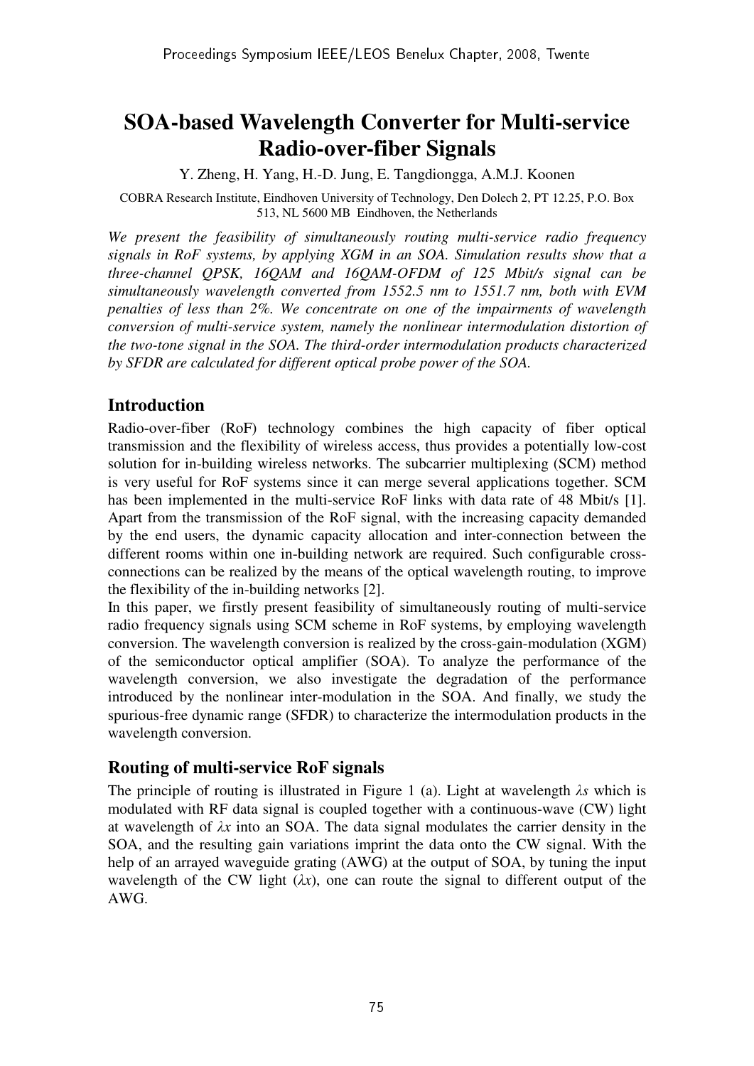# SOA-based Wavelength Converter for Multi-service Radio-over-fiber Signals

Y. Zheng, H. Yang, H.-D. Jung, E. Tangdiongga, A.M.J. Koonen

COBRA Research Institute, Eindhoven University of Technology, Den Dolech 2, PT 12.25, P.O. Box 513, NL 5600 MB Eindhoven, the Netherlands

*We present the feasibility of simultaneously routing multi-service radio frequency signals in RoF systems, by applying XGM in an SOA. Simulation results show that a three-channel QPSK, 16QAM and 16QAM-OFDM of 125 Mbit/s signal can be simultaneously wavelength converted from 1552.5 nm to 1551.7 nm, both with EVM penalties of less than 2%. We concentrate on one of the impairments of wavelength conversion of multi-service system, namely the nonlinear intermodulation distortion of the two-tone signal in the SOA. The third-order intermodulation products characterized by SFDR are calculated for different optical probe power of the SOA.*

## Introduction

Radio-over-fiber (RoF) technology combines the high capacity of fiber optical transmission and the flexibility of wireless access, thus provides a potentially low-cost solution for in-building wireless networks. The subcarrier multiplexing (SCM) method is very useful for RoF systems since it can merge several applications together. SCM has been implemented in the multi-service RoF links with data rate of 48 Mbit/s [1]. Apart from the transmission of the RoF signal, with the increasing capacity demanded by the end users, the dynamic capacity allocation and inter-connection between the different rooms within one in-building network are required. Such configurable cross-connections can be realized by the means of the optical wavelength routing, to improve the flexibility of the in-building networks [2].

In this paper, we firstly present feasibility of simultaneously routing of multi-service radio frequency signals using SCM scheme in RoF systems, by employing wavelength conversion. The wavelength conversion is realized by the cross-gain-modulation (XGM) of the semiconductor optical amplifier (SOA). To analyze the performance of the wavelength conversion, we also investigate the degradation of the performance introduced by the nonlinear inter-modulation in the SOA. And finally, we study the spurious-free dynamic range (SFDR) to characterize the intermodulation products in the wavelength conversion.

## Routing of multi-service RoF signals

The principle of routing is illustrated in Figure 1 (a). Light at wavelength $\lambda s$ which is modulated with RF data signal is coupled together with a continuous-wave (CW) light at wavelength of $\lambda x$ into an SOA. The data signal modulates the carrier density in the SOA, and the resulting gain variations imprint the data onto the CW signal. With the help of an arrayed waveguide grating (AWG) at the output of SOA, by tuning the input wavelength of the CW light ($\lambda x$), one can route the signal to different output of the AWG.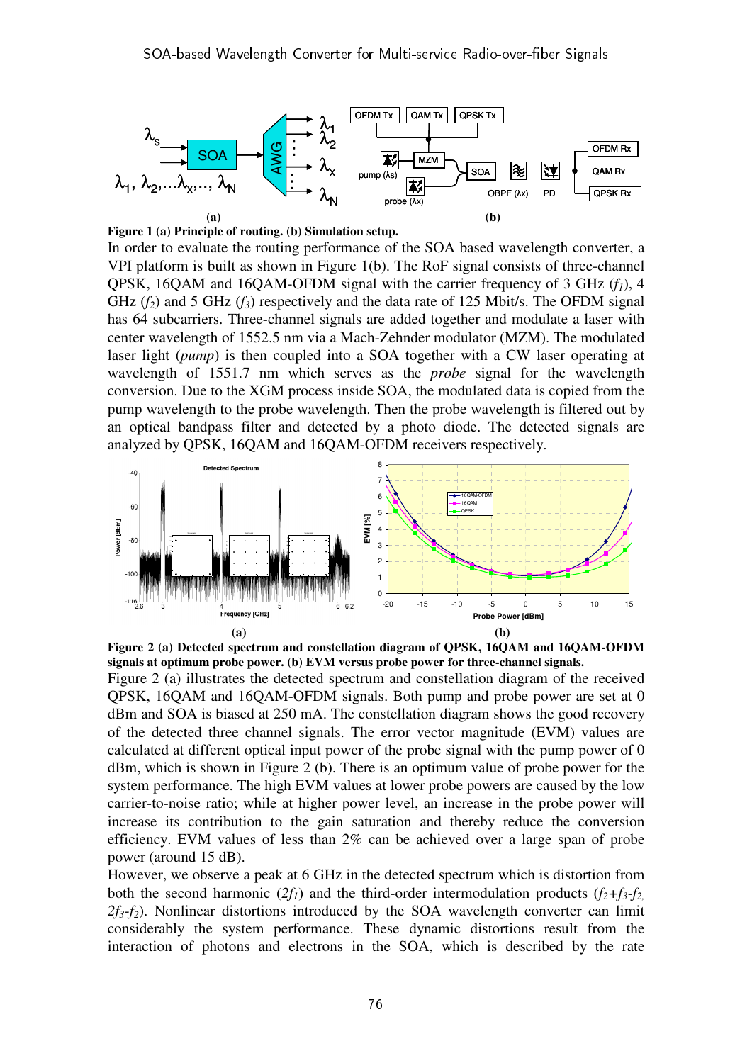**Figure 1 (a) Principle of routing. (b) Simulation setup.**

In order to evaluate the routing performance of the SOA based wavelength converter, a VPI platform is built as shown in Figure 1(b). The RoF signal consists of three-channel QPSK, 16QAM and 16QAM-OFDM signal with the carrier frequency of 3 GHz ($f_1$), 4 GHz ($f_2$) and 5 GHz ($f_3$) respectively and the data rate of 125 Mbit/s. The OFDM signal has 64 subcarriers. Three-channel signals are added together and modulate a laser with center wavelength of 1552.5 nm via a Mach-Zehnder modulator (MZM). The modulated laser light (*pump*) is then coupled into a SOA together with a CW laser operating at wavelength of 1551.7 nm which serves as the *probe* signal for the wavelength conversion. Due to the XGM process inside SOA, the modulated data is copied from the pump wavelength to the probe wavelength. Then the probe wavelength is filtered out by an optical bandpass filter and detected by a photo diode. The detected signals are analyzed by QPSK, 16QAM and 16QAM-OFDM receivers respectively.

**Figure 2 (a) Detected spectrum and constellation diagram of QPSK, 16QAM and 16QAM-OFDM signals at optimum probe power. (b) EVM versus probe power for three-channel signals.**

Figure 2 (a) illustrates the detected spectrum and constellation diagram of the received QPSK, 16QAM and 16QAM-OFDM signals. Both pump and probe power are set at 0 dBm and SOA is biased at 250 mA. The constellation diagram shows the good recovery of the detected three channel signals. The error vector magnitude (EVM) values are calculated at different optical input power of the probe signal with the pump power of 0 dBm, which is shown in Figure 2 (b). There is an optimum value of probe power for the system performance. The high EVM values at lower probe powers are caused by the low carrier-to-noise ratio; while at higher power level, an increase in the probe power will increase its contribution to the gain saturation and thereby reduce the conversion efficiency. EVM values of less than 2% can be achieved over a large span of probe power (around 15 dB).

However, we observe a peak at 6 GHz in the detected spectrum which is distortion from both the second harmonic ($2f_1$) and the third-order intermodulation products ($f_2$+$f_3$-$f_2$, $2f_3$-$f_2$). Nonlinear distortions introduced by the SOA wavelength converter can limit considerably the system performance. These dynamic distortions result from the interaction of photons and electrons in the SOA, which is described by the rate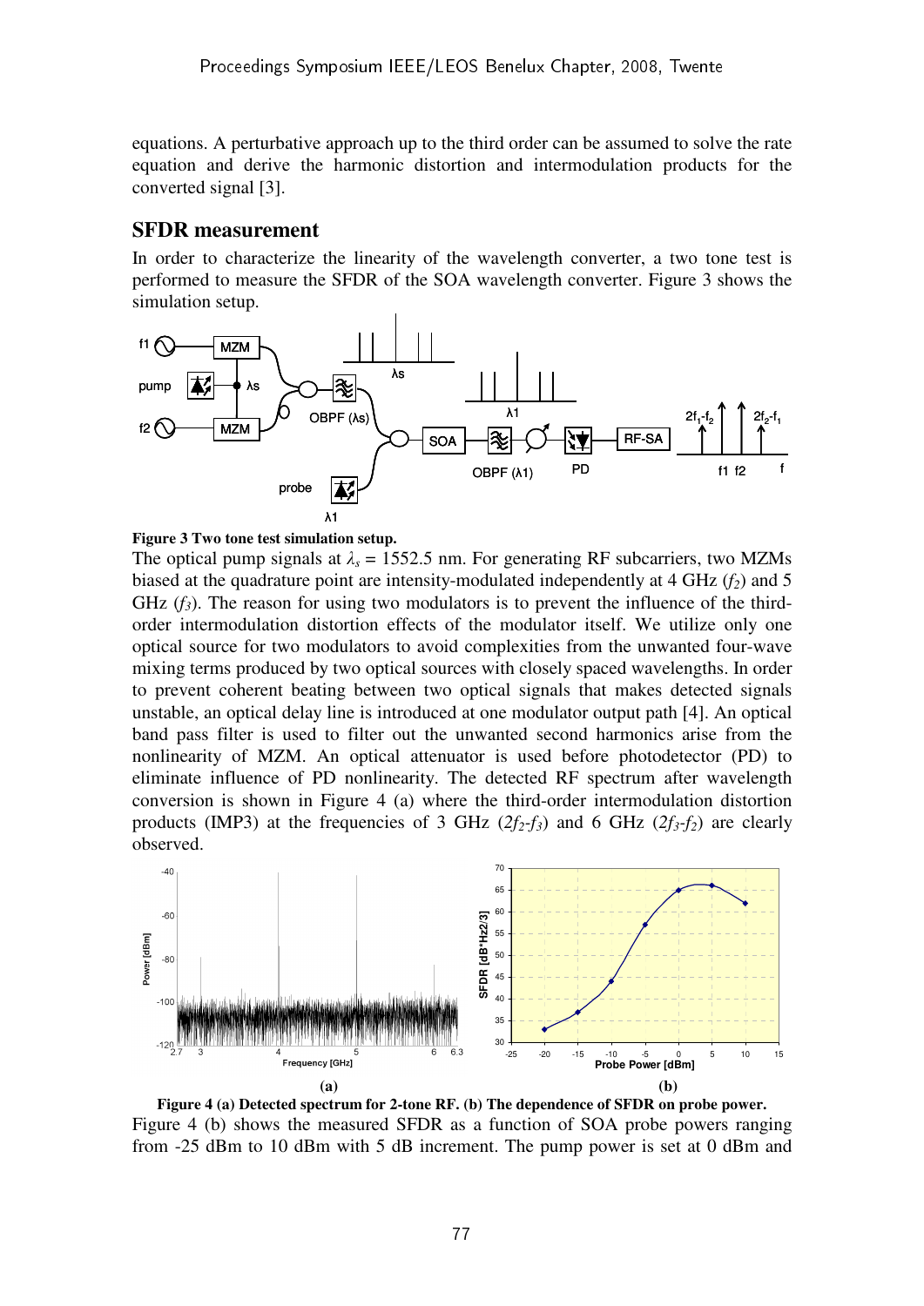equations. A perturbative approach up to the third order can be assumed to solve the rate equation and derive the harmonic distortion and intermodulation products for the converted signal [3].

## SFDR measurement

In order to characterize the linearity of the wavelength converter, a two tone test is performed to measure the SFDR of the SOA wavelength converter. Figure 3 shows the simulation setup.

**Figure 3 Two tone test simulation setup.**

The optical pump signals at $\lambda_s$ = 1552.5 nm. For generating RF subcarriers, two MZMs biased at the quadrature point are intensity-modulated independently at 4 GHz ($f_2$) and 5 GHz ($f_3$). The reason for using two modulators is to prevent the influence of the third-order intermodulation distortion effects of the modulator itself. We utilize only one optical source for two modulators to avoid complexities from the unwanted four-wave mixing terms produced by two optical sources with closely spaced wavelengths. In order to prevent coherent beating between two optical signals that makes detected signals unstable, an optical delay line is introduced at one modulator output path [4]. An optical band pass filter is used to filter out the unwanted second harmonics arise from the nonlinearity of MZM. An optical attenuator is used before photodetector (PD) to eliminate influence of PD nonlinearity. The detected RF spectrum after wavelength conversion is shown in Figure 4 (a) where the third-order intermodulation distortion products (IMP3) at the frequencies of 3 GHz ($2f_2$-$f_3$) and 6 GHz ($2f_3$-$f_2$) are clearly observed.

(a) (b)

**Figure 4 (a) Detected spectrum for 2-tone RF. (b) The dependence of SFDR on probe power.**

Figure 4 (b) shows the measured SFDR as a function of SOA probe powers ranging from -25 dBm to 10 dBm with 5 dB increment. The pump power is set at 0 dBm and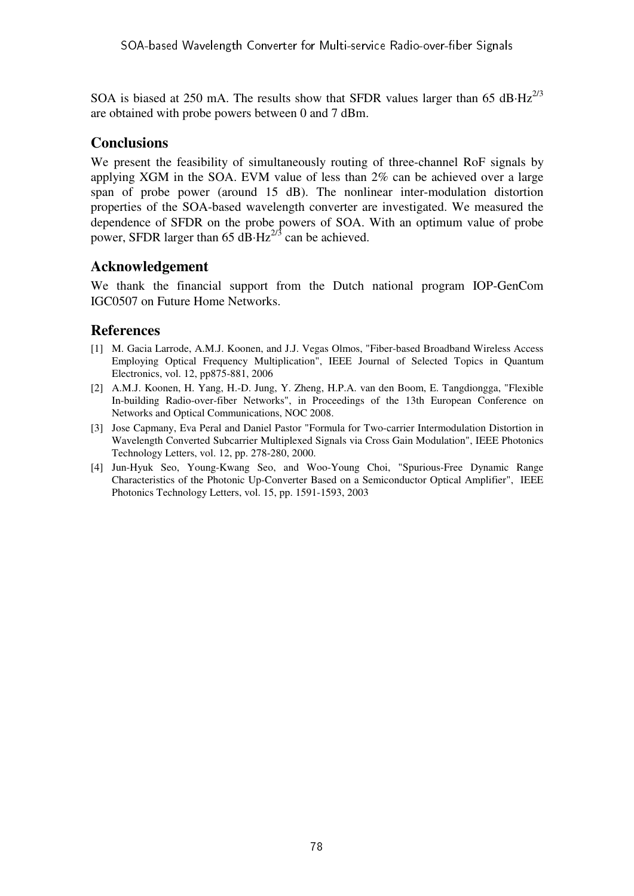SOA is biased at 250 mA. The results show that SFDR values larger than 65 $dB \cdot Hz^{2/3}$ are obtained with probe powers between 0 and 7 dBm.

## Conclusions

We present the feasibility of simultaneously routing of three-channel RoF signals by applying XGM in the SOA. EVM value of less than 2% can be achieved over a large span of probe power (around 15 dB). The nonlinear inter-modulation distortion properties of the SOA-based wavelength converter are investigated. We measured the dependence of SFDR on the probe powers of SOA. With an optimum value of probe power, SFDR larger than 65 $dB \cdot Hz^{2/3}$ can be achieved.

## Acknowledgement

We thank the financial support from the Dutch national program IOP-GenCom IGC0507 on Future Home Networks.

## References

[1] M. Gacia Larrode, A.M.J. Koonen, and J.J. Vegas Olmos, "Fiber-based Broadband Wireless Access Employing Optical Frequency Multiplication", IEEE Journal of Selected Topics in Quantum Electronics, vol. 12, pp875-881, 2006

[2] A.M.J. Koonen, H. Yang, H.-D. Jung, Y. Zheng, H.P.A. van den Boom, E. Tangdiongga, "Flexible In-building Radio-over-fiber Networks", in Proceedings of the 13th European Conference on Networks and Optical Communications, NOC 2008.

[3] Jose Capmany, Eva Peral and Daniel Pastor "Formula for Two-carrier Intermodulation Distortion in Wavelength Converted Subcarrier Multiplexed Signals via Cross Gain Modulation", IEEE Photonics Technology Letters, vol. 12, pp. 278-280, 2000.

[4] Jun-Hyuk Seo, Young-Kwang Seo, and Woo-Young Choi, "Spurious-Free Dynamic Range Characteristics of the Photonic Up-Converter Based on a Semiconductor Optical Amplifier", IEEE Photonics Technology Letters, vol. 15, pp. 1591-1593, 2003